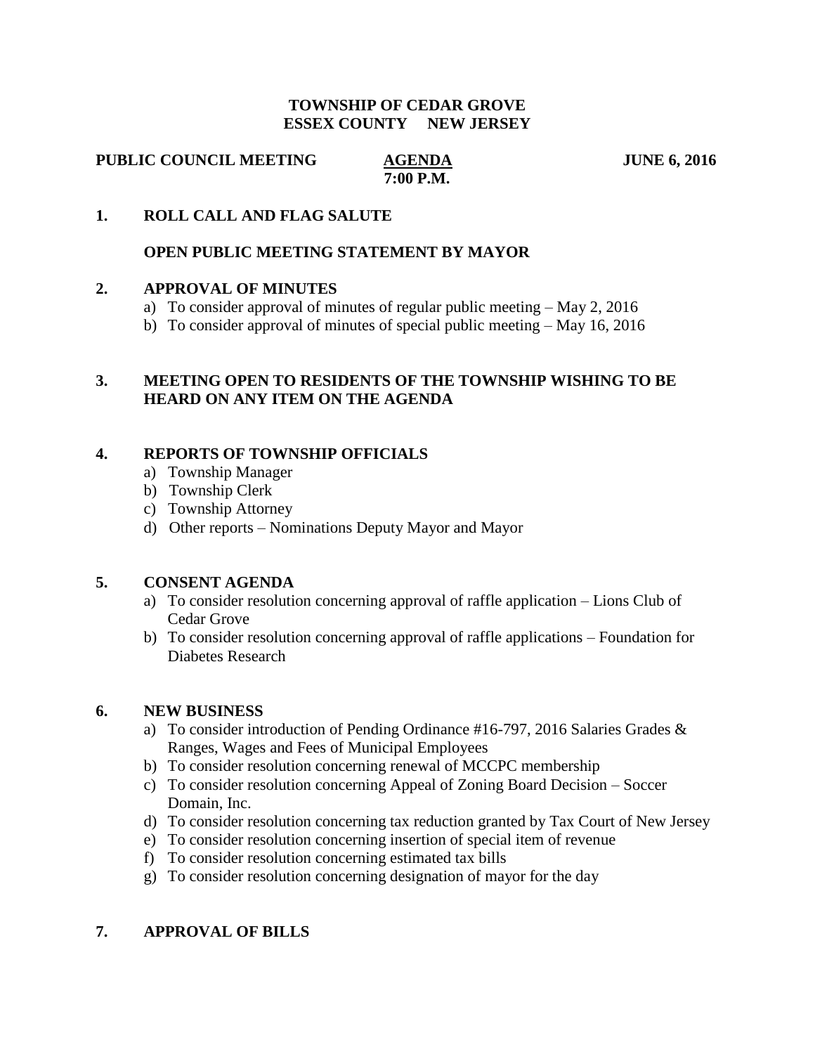# TOWNSHIP OF CEDAR GROVE
## ESSEX COUNTY NEW JERSEY

**PUBLIC COUNCIL MEETING** **AGENDA** **JUNE 6, 2016**
**7:00 P.M.**

**1. ROLL CALL AND FLAG SALUTE**

**OPEN PUBLIC MEETING STATEMENT BY MAYOR**

**2. APPROVAL OF MINUTES**

a) To consider approval of minutes of regular public meeting – May 2, 2016
b) To consider approval of minutes of special public meeting – May 16, 2016

**3. MEETING OPEN TO RESIDENTS OF THE TOWNSHIP WISHING TO BE HEARD ON ANY ITEM ON THE AGENDA**

**4. REPORTS OF TOWNSHIP OFFICIALS**

a) Township Manager
b) Township Clerk
c) Township Attorney
d) Other reports – Nominations Deputy Mayor and Mayor

**5. CONSENT AGENDA**

a) To consider resolution concerning approval of raffle application – Lions Club of Cedar Grove
b) To consider resolution concerning approval of raffle applications – Foundation for Diabetes Research

**6. NEW BUSINESS**

a) To consider introduction of Pending Ordinance #16-797, 2016 Salaries Grades & Ranges, Wages and Fees of Municipal Employees
b) To consider resolution concerning renewal of MCCPC membership
c) To consider resolution concerning Appeal of Zoning Board Decision – Soccer Domain, Inc.
d) To consider resolution concerning tax reduction granted by Tax Court of New Jersey
e) To consider resolution concerning insertion of special item of revenue
f) To consider resolution concerning estimated tax bills
g) To consider resolution concerning designation of mayor for the day

**7. APPROVAL OF BILLS**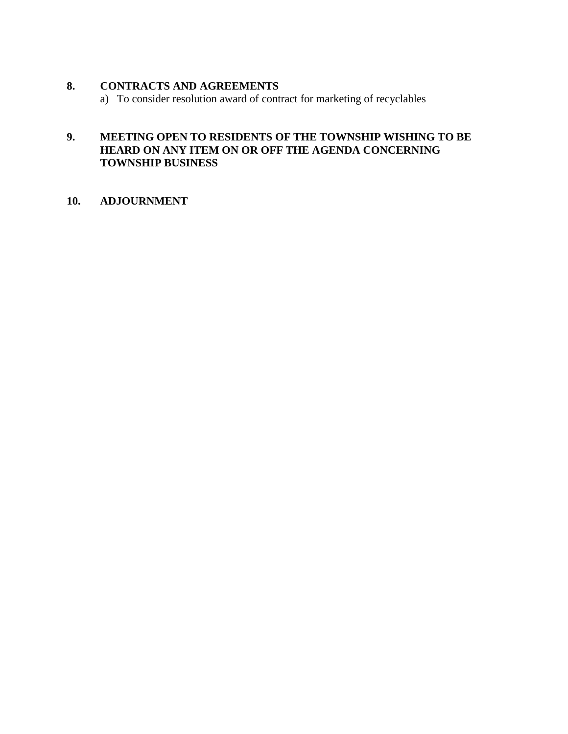**8. CONTRACTS AND AGREEMENTS**

a) To consider resolution award of contract for marketing of recyclables

**9. MEETING OPEN TO RESIDENTS OF THE TOWNSHIP WISHING TO BE HEARD ON ANY ITEM ON OR OFF THE AGENDA CONCERNING TOWNSHIP BUSINESS**

**10. ADJOURNMENT**